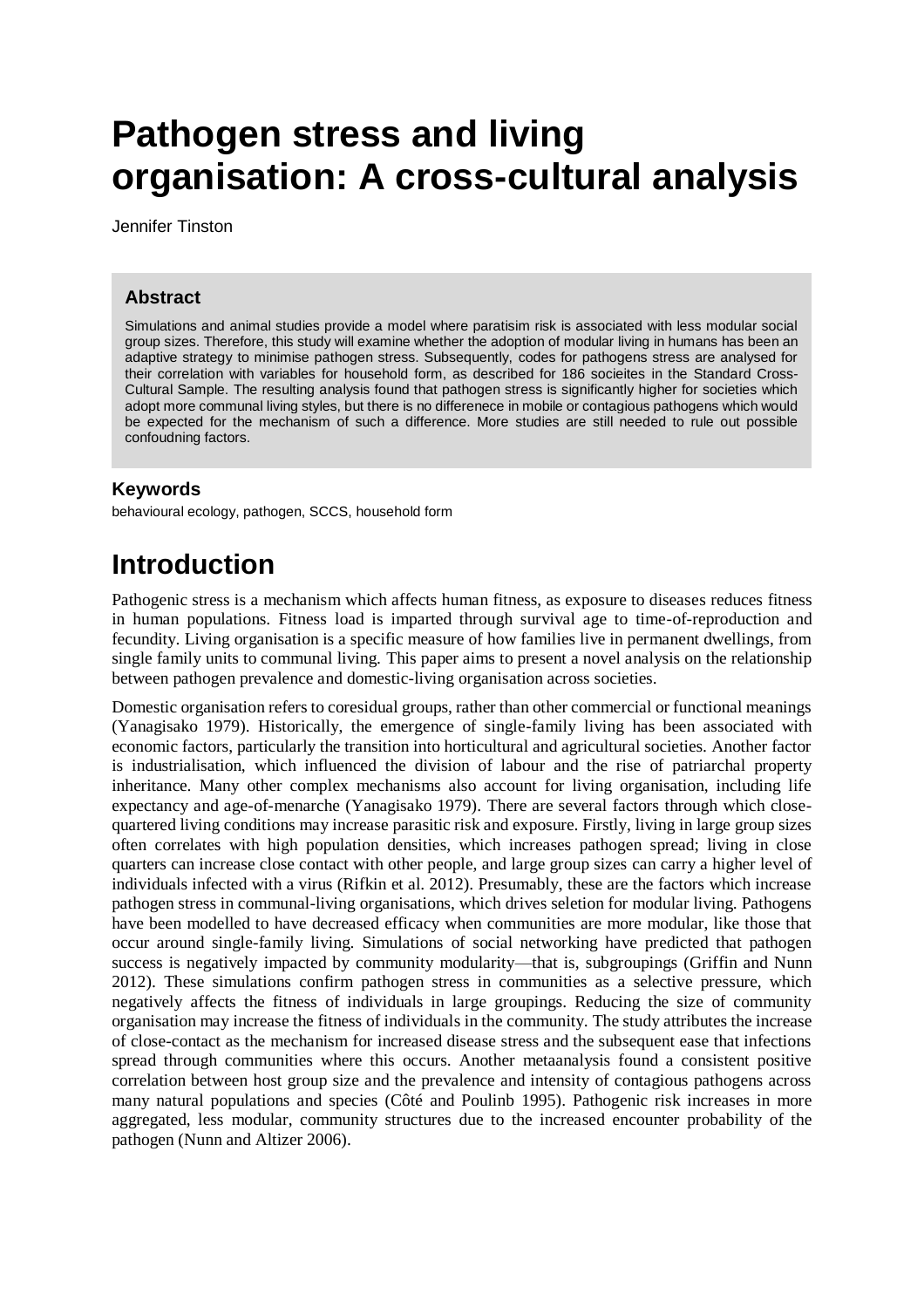# Pathogen stress and living organisation: A cross-cultural analysis

Jennifer Tinston

### Abstract

Simulations and animal studies provide a model where paratisim risk is associated with less modular social group sizes. Therefore, this study will examine whether the adoption of modular living in humans has been an adaptive strategy to minimise pathogen stress. Subsequently, codes for pathogens stress are analysed for their correlation with variables for household form, as described for 186 socieites in the Standard Cross-Cultural Sample. The resulting analysis found that pathogen stress is significantly higher for societies which adopt more communal living styles, but there is no differenece in mobile or contagious pathogens which would be expected for the mechanism of such a difference. More studies are still needed to rule out possible confoudning factors.

### Keywords

behavioural ecology, pathogen, SCCS, household form

# Introduction

Pathogenic stress is a mechanism which affects human fitness, as exposure to diseases reduces fitness in human populations. Fitness load is imparted through survival age to time-of-reproduction and fecundity. Living organisation is a specific measure of how families live in permanent dwellings, from single family units to communal living. This paper aims to present a novel analysis on the relationship between pathogen prevalence and domestic-living organisation across societies.

Domestic organisation refers to coresidual groups, rather than other commercial or functional meanings (Yanagisako 1979). Historically, the emergence of single-family living has been associated with economic factors, particularly the transition into horticultural and agricultural societies. Another factor is industrialisation, which influenced the division of labour and the rise of patriarchal property inheritance. Many other complex mechanisms also account for living organisation, including life expectancy and age-of-menarche (Yanagisako 1979). There are several factors through which close-quartered living conditions may increase parasitic risk and exposure. Firstly, living in large group sizes often correlates with high population densities, which increases pathogen spread; living in close quarters can increase close contact with other people, and large group sizes can carry a higher level of individuals infected with a virus (Rifkin et al. 2012). Presumably, these are the factors which increase pathogen stress in communal-living organisations, which drives seletion for modular living. Pathogens have been modelled to have decreased efficacy when communities are more modular, like those that occur around single-family living. Simulations of social networking have predicted that pathogen success is negatively impacted by community modularity—that is, subgroupings (Griffin and Nunn 2012). These simulations confirm pathogen stress in communities as a selective pressure, which negatively affects the fitness of individuals in large groupings. Reducing the size of community organisation may increase the fitness of individuals in the community. The study attributes the increase of close-contact as the mechanism for increased disease stress and the subsequent ease that infections spread through communities where this occurs. Another metaanalysis found a consistent positive correlation between host group size and the prevalence and intensity of contagious pathogens across many natural populations and species (Côté and Poulinb 1995). Pathogenic risk increases in more aggregated, less modular, community structures due to the increased encounter probability of the pathogen (Nunn and Altizer 2006).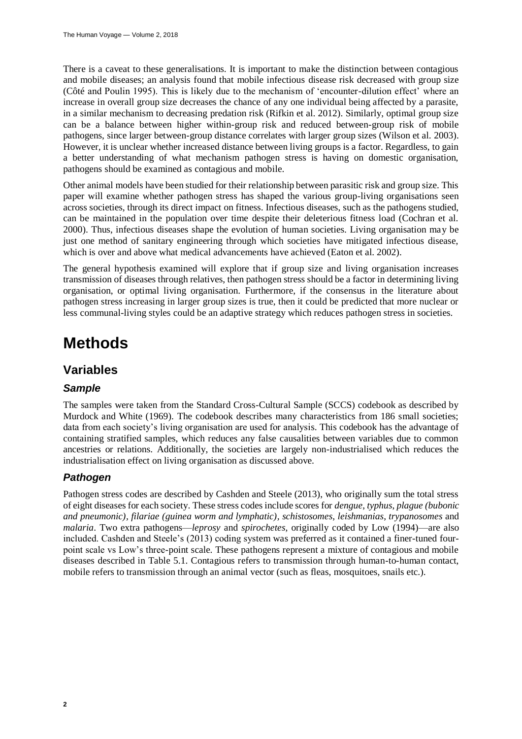There is a caveat to these generalisations. It is important to make the distinction between contagious and mobile diseases; an analysis found that mobile infectious disease risk decreased with group size (Côté and Poulin 1995). This is likely due to the mechanism of 'encounter-dilution effect' where an increase in overall group size decreases the chance of any one individual being affected by a parasite, in a similar mechanism to decreasing predation risk (Rifkin et al. 2012). Similarly, optimal group size can be a balance between higher within-group risk and reduced between-group risk of mobile pathogens, since larger between-group distance correlates with larger group sizes (Wilson et al. 2003). However, it is unclear whether increased distance between living groups is a factor. Regardless, to gain a better understanding of what mechanism pathogen stress is having on domestic organisation, pathogens should be examined as contagious and mobile.

Other animal models have been studied for their relationship between parasitic risk and group size. This paper will examine whether pathogen stress has shaped the various group-living organisations seen across societies, through its direct impact on fitness. Infectious diseases, such as the pathogens studied, can be maintained in the population over time despite their deleterious fitness load (Cochran et al. 2000). Thus, infectious diseases shape the evolution of human societies. Living organisation may be just one method of sanitary engineering through which societies have mitigated infectious disease, which is over and above what medical advancements have achieved (Eaton et al. 2002).

The general hypothesis examined will explore that if group size and living organisation increases transmission of diseases through relatives, then pathogen stress should be a factor in determining living organisation, or optimal living organisation. Furthermore, if the consensus in the literature about pathogen stress increasing in larger group sizes is true, then it could be predicted that more nuclear or less communal-living styles could be an adaptive strategy which reduces pathogen stress in societies.

# Methods

## Variables

### *Sample*

The samples were taken from the Standard Cross-Cultural Sample (SCCS) codebook as described by Murdock and White (1969). The codebook describes many characteristics from 186 small societies; data from each society's living organisation are used for analysis. This codebook has the advantage of containing stratified samples, which reduces any false causalities between variables due to common ancestries or relations. Additionally, the societies are largely non-industrialised which reduces the industrialisation effect on living organisation as discussed above.

### *Pathogen*

Pathogen stress codes are described by Cashden and Steele (2013), who originally sum the total stress of eight diseases for each society. These stress codes include scores for *dengue*, *typhus*, *plague (bubonic and pneumonic)*, *filariae (guinea worm and lymphatic)*, *schistosomes*, *leishmanias*, *trypanosomes* and *malaria*. Two extra pathogens—*leprosy* and *spirochetes*, originally coded by Low (1994)—are also included. Cashden and Steele's (2013) coding system was preferred as it contained a finer-tuned four-point scale vs Low's three-point scale. These pathogens represent a mixture of contagious and mobile diseases described in Table 5.1. Contagious refers to transmission through human-to-human contact, mobile refers to transmission through an animal vector (such as fleas, mosquitoes, snails etc.).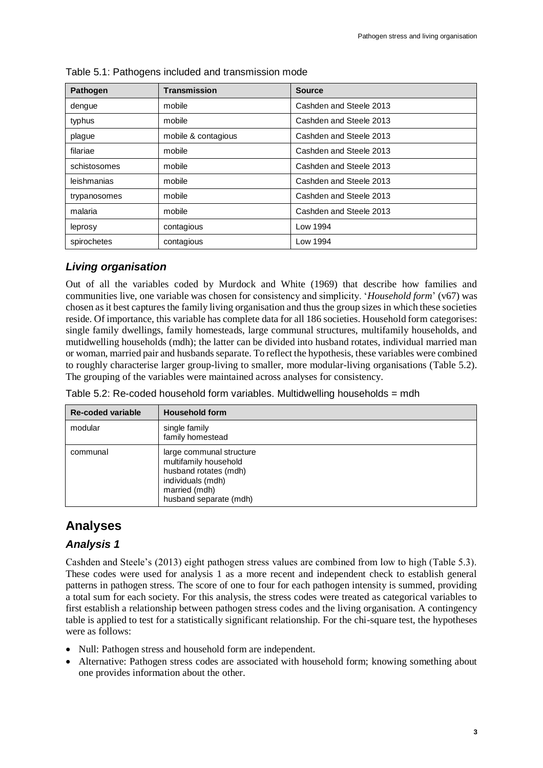Table 5.1: Pathogens included and transmission mode

| Pathogen | Transmission | Source |
|---|---|---|
| dengue | mobile | Cashden and Steele 2013 |
| typhus | mobile | Cashden and Steele 2013 |
| plague | mobile & contagious | Cashden and Steele 2013 |
| filariae | mobile | Cashden and Steele 2013 |
| schistosomes | mobile | Cashden and Steele 2013 |
| leishmanias | mobile | Cashden and Steele 2013 |
| trypanosomes | mobile | Cashden and Steele 2013 |
| malaria | mobile | Cashden and Steele 2013 |
| leprosy | contagious | Low 1994 |
| spirochetes | contagious | Low 1994 |

### *Living organisation*

Out of all the variables coded by Murdock and White (1969) that describe how families and communities live, one variable was chosen for consistency and simplicity. '*Household form*' (v67) was chosen as it best captures the family living organisation and thus the group sizes in which these societies reside. Of importance, this variable has complete data for all 186 societies. Household form categorises: single family dwellings, family homesteads, large communal structures, multifamily households, and mutidwelling households (mdh); the latter can be divided into husband rotates, individual married man or woman, married pair and husbands separate. To reflect the hypothesis, these variables were combined to roughly characterise larger group-living to smaller, more modular-living organisations (Table 5.2). The grouping of the variables were maintained across analyses for consistency.

Table 5.2: Re-coded household form variables. Multidwelling households = mdh

| Re-coded variable | Household form |
|---|---|
| modular | single family<br>family homestead |
| communal | large communal structure<br>multifamily household<br>husband rotates (mdh)<br>individuals (mdh)<br>married (mdh)<br>husband separate (mdh) |

## Analyses

### *Analysis 1*

Cashden and Steele's (2013) eight pathogen stress values are combined from low to high (Table 5.3). These codes were used for analysis 1 as a more recent and independent check to establish general patterns in pathogen stress. The score of one to four for each pathogen intensity is summed, providing a total sum for each society. For this analysis, the stress codes were treated as categorical variables to first establish a relationship between pathogen stress codes and the living organisation. A contingency table is applied to test for a statistically significant relationship. For the chi-square test, the hypotheses were as follows:

- Null: Pathogen stress and household form are independent.
- Alternative: Pathogen stress codes are associated with household form; knowing something about one provides information about the other.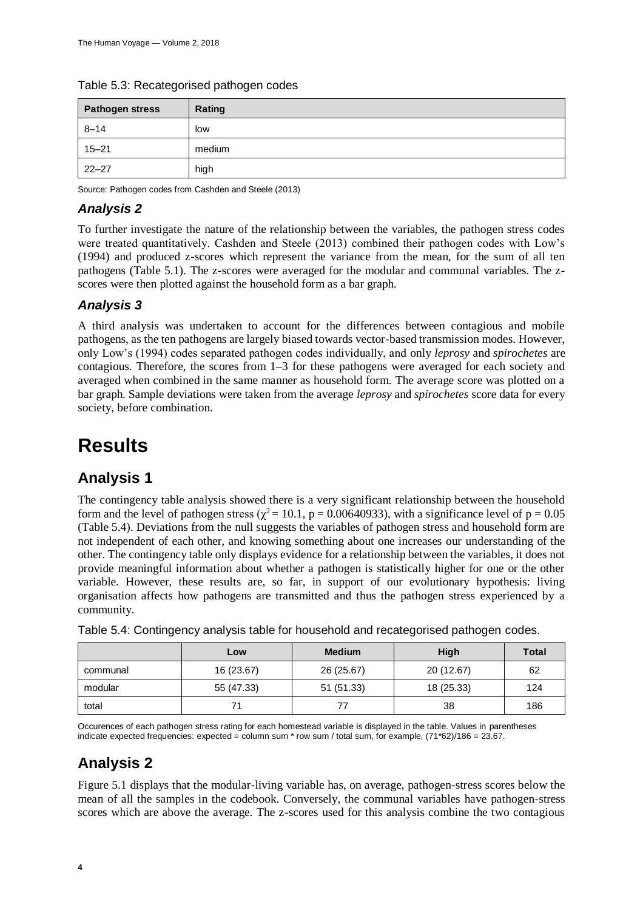Table 5.3: Recategorised pathogen codes

| Pathogen stress | Rating |
|---|---|
| 8–14 | low |
| 15–21 | medium |
| 22–27 | high |

Source: Pathogen codes from Cashden and Steele (2013)

### *Analysis 2*

To further investigate the nature of the relationship between the variables, the pathogen stress codes were treated quantitatively. Cashden and Steele (2013) combined their pathogen codes with Low's (1994) and produced z-scores which represent the variance from the mean, for the sum of all ten pathogens (Table 5.1). The z-scores were averaged for the modular and communal variables. The z-scores were then plotted against the household form as a bar graph.

### *Analysis 3*

A third analysis was undertaken to account for the differences between contagious and mobile pathogens, as the ten pathogens are largely biased towards vector-based transmission modes. However, only Low's (1994) codes separated pathogen codes individually, and only *leprosy* and *spirochetes* are contagious. Therefore, the scores from 1–3 for these pathogens were averaged for each society and averaged when combined in the same manner as household form. The average score was plotted on a bar graph. Sample deviations were taken from the average *leprosy* and *spirochetes* score data for every society, before combination.

# Results

## Analysis 1

The contingency table analysis showed there is a very significant relationship between the household form and the level of pathogen stress ($\chi^2 = 10.1$, $p = 0.00640933$), with a significance level of $p = 0.05$ (Table 5.4). Deviations from the null suggests the variables of pathogen stress and household form are not independent of each other, and knowing something about one increases our understanding of the other. The contingency table only displays evidence for a relationship between the variables, it does not provide meaningful information about whether a pathogen is statistically higher for one or the other variable. However, these results are, so far, in support of our evolutionary hypothesis: living organisation affects how pathogens are transmitted and thus the pathogen stress experienced by a community.

Table 5.4: Contingency analysis table for household and recategorised pathogen codes.

| | Low | Medium | High | Total |
|---|---|---|---|---|
| communal | 16 (23.67) | 26 (25.67) | 20 (12.67) | 62 |
| modular | 55 (47.33) | 51 (51.33) | 18 (25.33) | 124 |
| total | 71 | 77 | 38 | 186 |

Occurences of each pathogen stress rating for each homestead variable is displayed in the table. Values in parentheses indicate expected frequencies: expected = column sum * row sum / total sum, for example, (71*62)/186 = 23.67.

## Analysis 2

Figure 5.1 displays that the modular-living variable has, on average, pathogen-stress scores below the mean of all the samples in the codebook. Conversely, the communal variables have pathogen-stress scores which are above the average. The z-scores used for this analysis combine the two contagious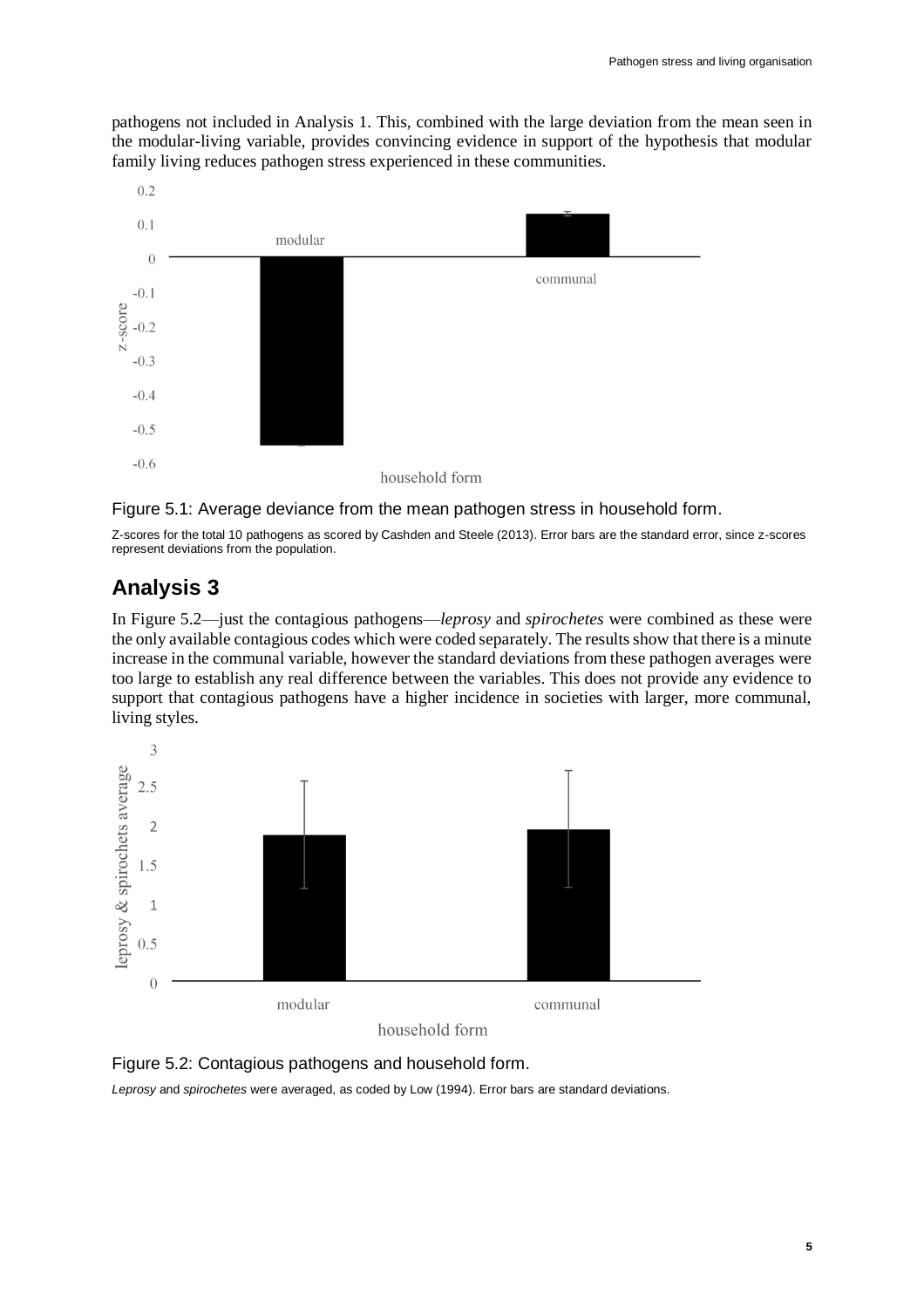pathogens not included in Analysis 1. This, combined with the large deviation from the mean seen in the modular-living variable, provides convincing evidence in support of the hypothesis that modular family living reduces pathogen stress experienced in these communities.

Figure 5.1: Average deviance from the mean pathogen stress in household form.

Z-scores for the total 10 pathogens as scored by Cashden and Steele (2013). Error bars are the standard error, since z-scores represent deviations from the population.

## Analysis 3

In Figure 5.2—just the contagious pathogens—*leprosy* and *spirochetes* were combined as these were the only available contagious codes which were coded separately. The results show that there is a minute increase in the communal variable, however the standard deviations from these pathogen averages were too large to establish any real difference between the variables. This does not provide any evidence to support that contagious pathogens have a higher incidence in societies with larger, more communal, living styles.

Figure 5.2: Contagious pathogens and household form.

*Leprosy* and *spirochetes* were averaged, as coded by Low (1994). Error bars are standard deviations.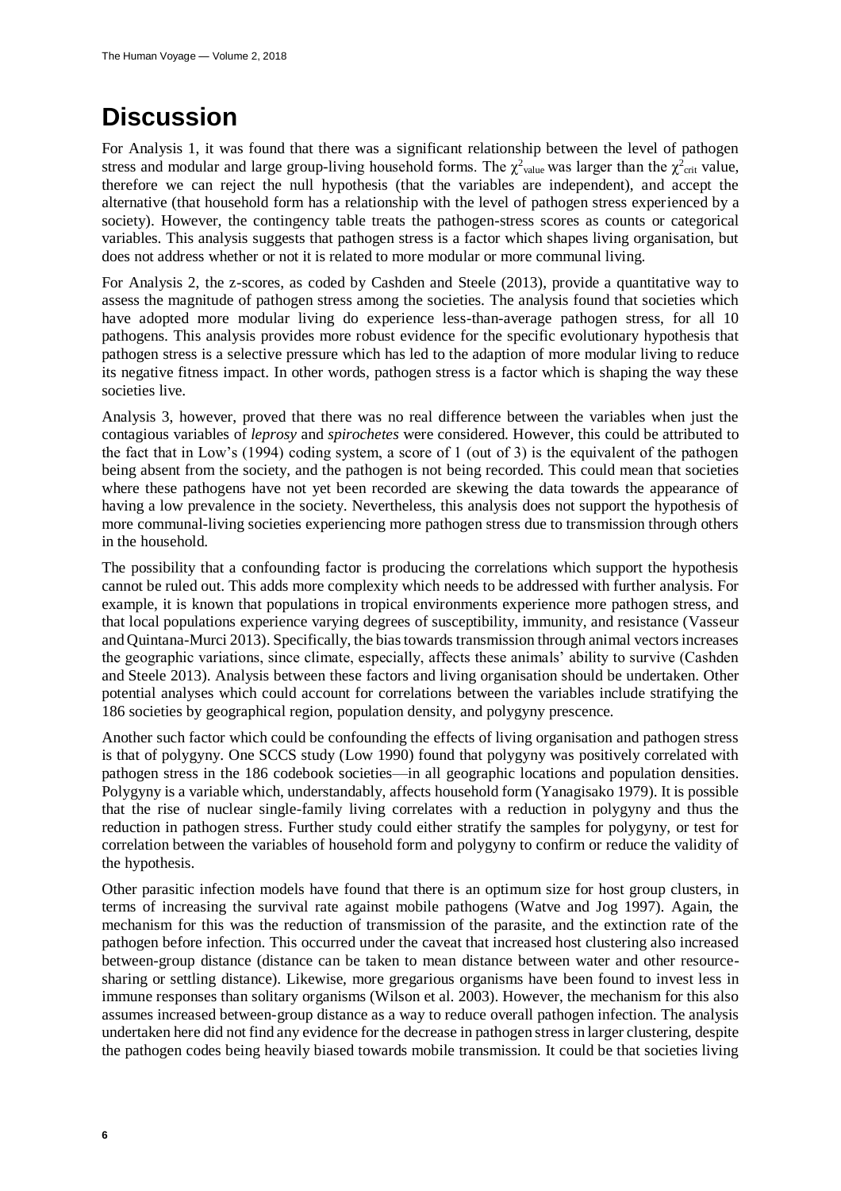# Discussion

For Analysis 1, it was found that there was a significant relationship between the level of pathogen stress and modular and large group-living household forms. The $\chi^2_{value}$ was larger than the $\chi^2_{crit}$ value, therefore we can reject the null hypothesis (that the variables are independent), and accept the alternative (that household form has a relationship with the level of pathogen stress experienced by a society). However, the contingency table treats the pathogen-stress scores as counts or categorical variables. This analysis suggests that pathogen stress is a factor which shapes living organisation, but does not address whether or not it is related to more modular or more communal living.

For Analysis 2, the z-scores, as coded by Cashden and Steele (2013), provide a quantitative way to assess the magnitude of pathogen stress among the societies. The analysis found that societies which have adopted more modular living do experience less-than-average pathogen stress, for all 10 pathogens. This analysis provides more robust evidence for the specific evolutionary hypothesis that pathogen stress is a selective pressure which has led to the adaption of more modular living to reduce its negative fitness impact. In other words, pathogen stress is a factor which is shaping the way these societies live.

Analysis 3, however, proved that there was no real difference between the variables when just the contagious variables of *leprosy* and *spirochetes* were considered. However, this could be attributed to the fact that in Low's (1994) coding system, a score of 1 (out of 3) is the equivalent of the pathogen being absent from the society, and the pathogen is not being recorded. This could mean that societies where these pathogens have not yet been recorded are skewing the data towards the appearance of having a low prevalence in the society. Nevertheless, this analysis does not support the hypothesis of more communal-living societies experiencing more pathogen stress due to transmission through others in the household.

The possibility that a confounding factor is producing the correlations which support the hypothesis cannot be ruled out. This adds more complexity which needs to be addressed with further analysis. For example, it is known that populations in tropical environments experience more pathogen stress, and that local populations experience varying degrees of susceptibility, immunity, and resistance (Vasseur and Quintana-Murci 2013). Specifically, the bias towards transmission through animal vectors increases the geographic variations, since climate, especially, affects these animals' ability to survive (Cashden and Steele 2013). Analysis between these factors and living organisation should be undertaken. Other potential analyses which could account for correlations between the variables include stratifying the 186 societies by geographical region, population density, and polygyny prescence.

Another such factor which could be confounding the effects of living organisation and pathogen stress is that of polygyny. One SCCS study (Low 1990) found that polygyny was positively correlated with pathogen stress in the 186 codebook societies—in all geographic locations and population densities. Polygyny is a variable which, understandably, affects household form (Yanagisako 1979). It is possible that the rise of nuclear single-family living correlates with a reduction in polygyny and thus the reduction in pathogen stress. Further study could either stratify the samples for polygyny, or test for correlation between the variables of household form and polygyny to confirm or reduce the validity of the hypothesis.

Other parasitic infection models have found that there is an optimum size for host group clusters, in terms of increasing the survival rate against mobile pathogens (Watve and Jog 1997). Again, the mechanism for this was the reduction of transmission of the parasite, and the extinction rate of the pathogen before infection. This occurred under the caveat that increased host clustering also increased between-group distance (distance can be taken to mean distance between water and other resource-sharing or settling distance). Likewise, more gregarious organisms have been found to invest less in immune responses than solitary organisms (Wilson et al. 2003). However, the mechanism for this also assumes increased between-group distance as a way to reduce overall pathogen infection. The analysis undertaken here did not find any evidence for the decrease in pathogen stress in larger clustering, despite the pathogen codes being heavily biased towards mobile transmission. It could be that societies living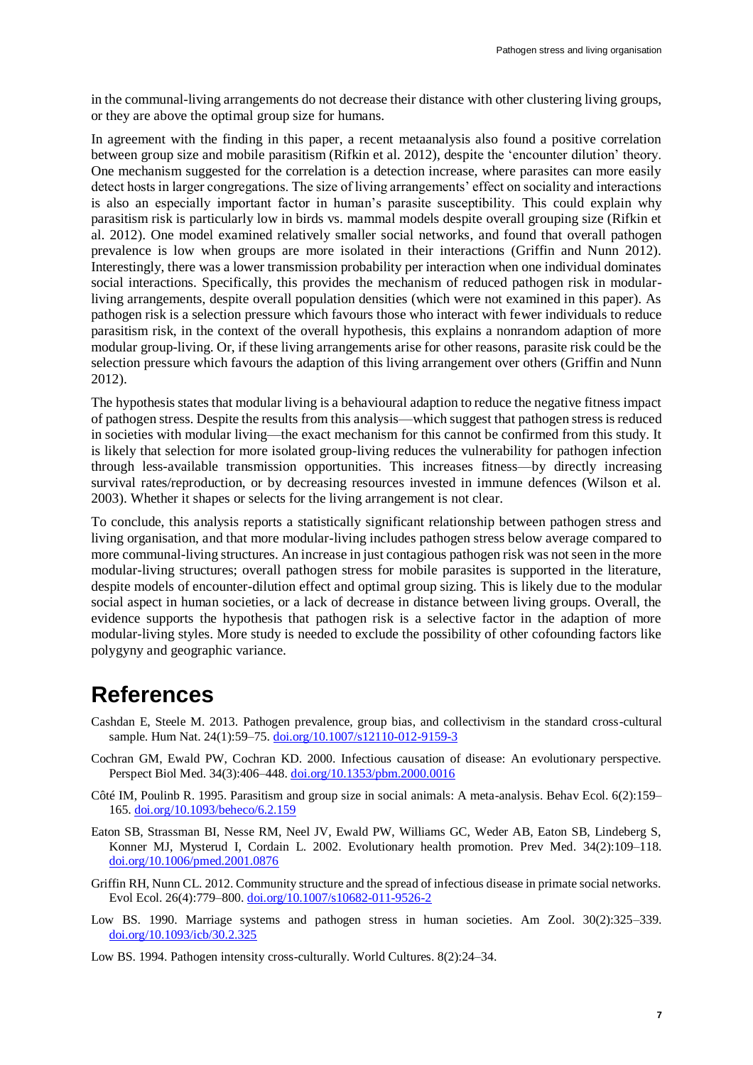in the communal-living arrangements do not decrease their distance with other clustering living groups, or they are above the optimal group size for humans.

In agreement with the finding in this paper, a recent metaanalysis also found a positive correlation between group size and mobile parasitism (Rifkin et al. 2012), despite the 'encounter dilution' theory. One mechanism suggested for the correlation is a detection increase, where parasites can more easily detect hosts in larger congregations. The size of living arrangements' effect on sociality and interactions is also an especially important factor in human's parasite susceptibility. This could explain why parasitism risk is particularly low in birds vs. mammal models despite overall grouping size (Rifkin et al. 2012). One model examined relatively smaller social networks, and found that overall pathogen prevalence is low when groups are more isolated in their interactions (Griffin and Nunn 2012). Interestingly, there was a lower transmission probability per interaction when one individual dominates social interactions. Specifically, this provides the mechanism of reduced pathogen risk in modular-living arrangements, despite overall population densities (which were not examined in this paper). As pathogen risk is a selection pressure which favours those who interact with fewer individuals to reduce parasitism risk, in the context of the overall hypothesis, this explains a nonrandom adaption of more modular group-living. Or, if these living arrangements arise for other reasons, parasite risk could be the selection pressure which favours the adaption of this living arrangement over others (Griffin and Nunn 2012).

The hypothesis states that modular living is a behavioural adaption to reduce the negative fitness impact of pathogen stress. Despite the results from this analysis—which suggest that pathogen stress is reduced in societies with modular living—the exact mechanism for this cannot be confirmed from this study. It is likely that selection for more isolated group-living reduces the vulnerability for pathogen infection through less-available transmission opportunities. This increases fitness—by directly increasing survival rates/reproduction, or by decreasing resources invested in immune defences (Wilson et al. 2003). Whether it shapes or selects for the living arrangement is not clear.

To conclude, this analysis reports a statistically significant relationship between pathogen stress and living organisation, and that more modular-living includes pathogen stress below average compared to more communal-living structures. An increase in just contagious pathogen risk was not seen in the more modular-living structures; overall pathogen stress for mobile parasites is supported in the literature, despite models of encounter-dilution effect and optimal group sizing. This is likely due to the modular social aspect in human societies, or a lack of decrease in distance between living groups. Overall, the evidence supports the hypothesis that pathogen risk is a selective factor in the adaption of more modular-living styles. More study is needed to exclude the possibility of other cofounding factors like polygyny and geographic variance.

# References

Cashdan E, Steele M. 2013. Pathogen prevalence, group bias, and collectivism in the standard cross-cultural sample. Hum Nat. 24(1):59–75. doi.org/10.1007/s12110-012-9159-3

Cochran GM, Ewald PW, Cochran KD. 2000. Infectious causation of disease: An evolutionary perspective. Perspect Biol Med. 34(3):406–448. doi.org/10.1353/pbm.2000.0016

Côté IM, Poulinb R. 1995. Parasitism and group size in social animals: A meta-analysis. Behav Ecol. 6(2):159–165. doi.org/10.1093/beheco/6.2.159

Eaton SB, Strassman BI, Nesse RM, Neel JV, Ewald PW, Williams GC, Weder AB, Eaton SB, Lindeberg S, Konner MJ, Mysterud I, Cordain L. 2002. Evolutionary health promotion. Prev Med. 34(2):109–118. doi.org/10.1006/pmed.2001.0876

Griffin RH, Nunn CL. 2012. Community structure and the spread of infectious disease in primate social networks. Evol Ecol. 26(4):779–800. doi.org/10.1007/s10682-011-9526-2

Low BS. 1990. Marriage systems and pathogen stress in human societies. Am Zool. 30(2):325–339. doi.org/10.1093/icb/30.2.325

Low BS. 1994. Pathogen intensity cross-culturally. World Cultures. 8(2):24–34.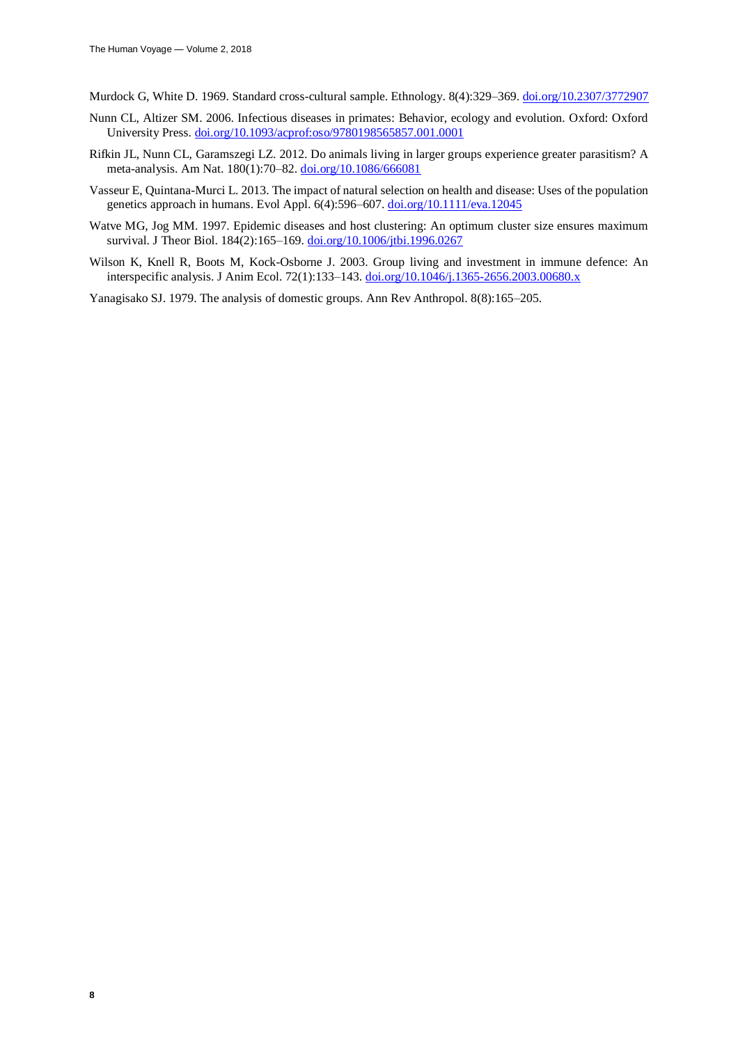Murdock G, White D. 1969. Standard cross-cultural sample. Ethnology. 8(4):329–369. doi.org/10.2307/3772907

Nunn CL, Altizer SM. 2006. Infectious diseases in primates: Behavior, ecology and evolution. Oxford: Oxford University Press. doi.org/10.1093/acprof:oso/9780198565857.001.0001

Rifkin JL, Nunn CL, Garamszegi LZ. 2012. Do animals living in larger groups experience greater parasitism? A meta-analysis. Am Nat. 180(1):70–82. doi.org/10.1086/666081

Vasseur E, Quintana-Murci L. 2013. The impact of natural selection on health and disease: Uses of the population genetics approach in humans. Evol Appl. 6(4):596–607. doi.org/10.1111/eva.12045

Watve MG, Jog MM. 1997. Epidemic diseases and host clustering: An optimum cluster size ensures maximum survival. J Theor Biol. 184(2):165–169. doi.org/10.1006/jtbi.1996.0267

Wilson K, Knell R, Boots M, Kock-Osborne J. 2003. Group living and investment in immune defence: An interspecific analysis. J Anim Ecol. 72(1):133–143. doi.org/10.1046/j.1365-2656.2003.00680.x

Yanagisako SJ. 1979. The analysis of domestic groups. Ann Rev Anthropol. 8(8):165–205.